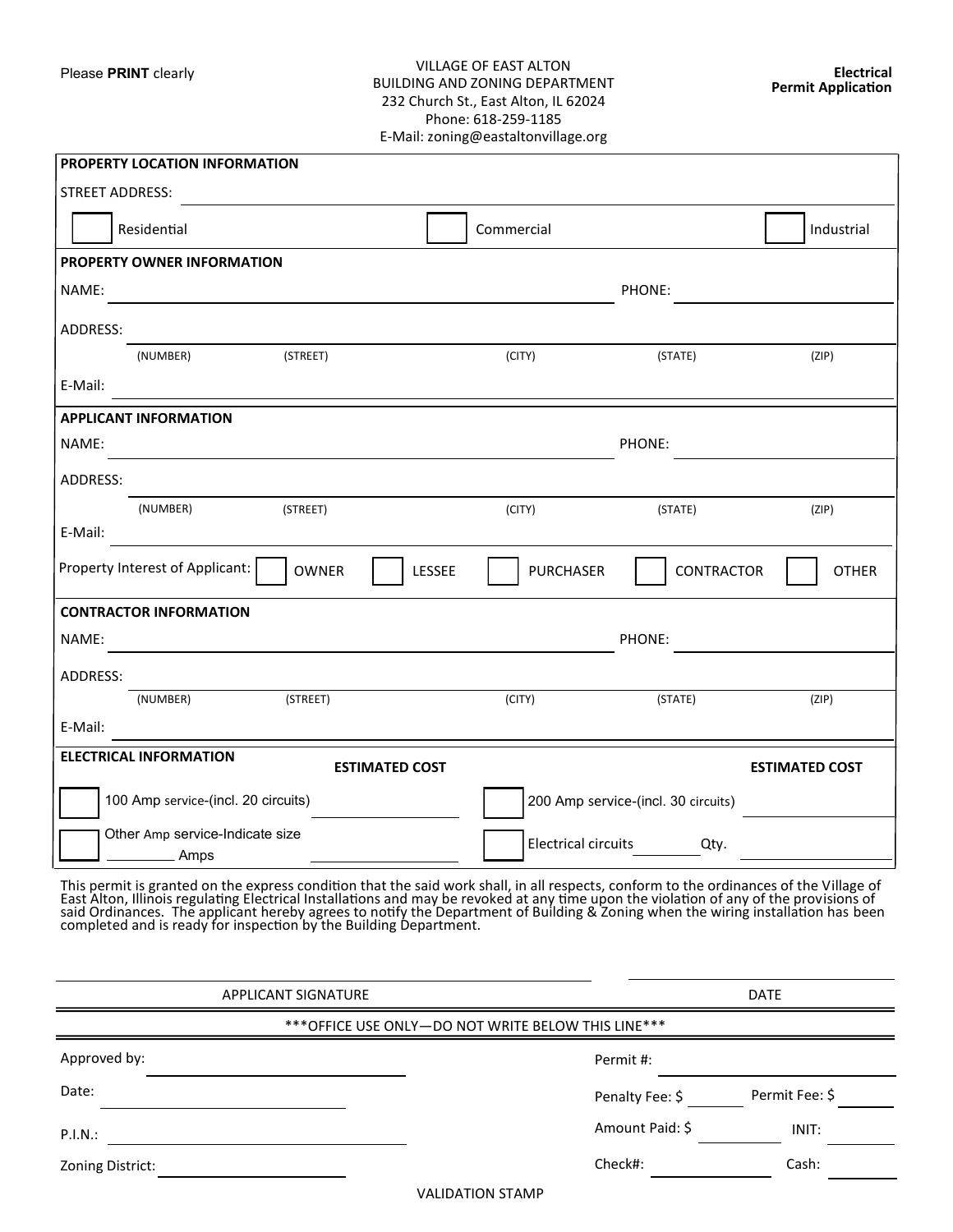Please **PRINT** clearly

VILLAGE OF EAST ALTON
BUILDING AND ZONING DEPARTMENT
232 Church St., East Alton, IL 62024
Phone: 618-259-1185
E-Mail: zoning@eastaltonvillage.org

**Electrical Permit Application**

**PROPERTY LOCATION INFORMATION**

STREET ADDRESS: ______________________________

☐ Residential ☐ Commercial ☐ Industrial

**PROPERTY OWNER INFORMATION**

NAME: ______________________________ PHONE: ______________

ADDRESS: ______________________________
(NUMBER) (STREET) (CITY) (STATE) (ZIP)

E-Mail: ______________________________

**APPLICANT INFORMATION**

NAME: ______________________________ PHONE: ______________

ADDRESS: ______________________________
(NUMBER) (STREET) (CITY) (STATE) (ZIP)

E-Mail: ______________________________

Property Interest of Applicant: ☐ OWNER ☐ LESSEE ☐ PURCHASER ☐ CONTRACTOR ☐ OTHER

**CONTRACTOR INFORMATION**

NAME: ______________________________ PHONE: ______________

ADDRESS: ______________________________
(NUMBER) (STREET) (CITY) (STATE) (ZIP)

E-Mail: ______________________________

**ELECTRICAL INFORMATION**

| | ESTIMATED COST | | ESTIMATED COST |
|---|---|---|---|
| ☐ 100 Amp service-(incl. 20 circuits) | ________ | ☐ 200 Amp service-(incl. 30 circuits) | ________ |
| ☐ Other Amp service-Indicate size ________ Amps | ________ | ☐ Electrical circuits ________ Qty. | ________ |

This permit is granted on the express condition that the said work shall, in all respects, conform to the ordinances of the Village of East Alton, Illinois regulating Electrical Installations and may be revoked at any time upon the violation of any of the provisions of said Ordinances. The applicant hereby agrees to notify the Department of Building & Zoning when the wiring installation has been completed and is ready for inspection by the Building Department.

______________________________ ______________
APPLICANT SIGNATURE DATE

***OFFICE USE ONLY—DO NOT WRITE BELOW THIS LINE***

Approved by: ______________ Permit #: ______________

Date: ______________ Penalty Fee: $ ________ Permit Fee: $ ________

P.I.N.: ______________ Amount Paid: $ ________ INIT: ________

Zoning District: ______________ Check#: ________ Cash: ________

VALIDATION STAMP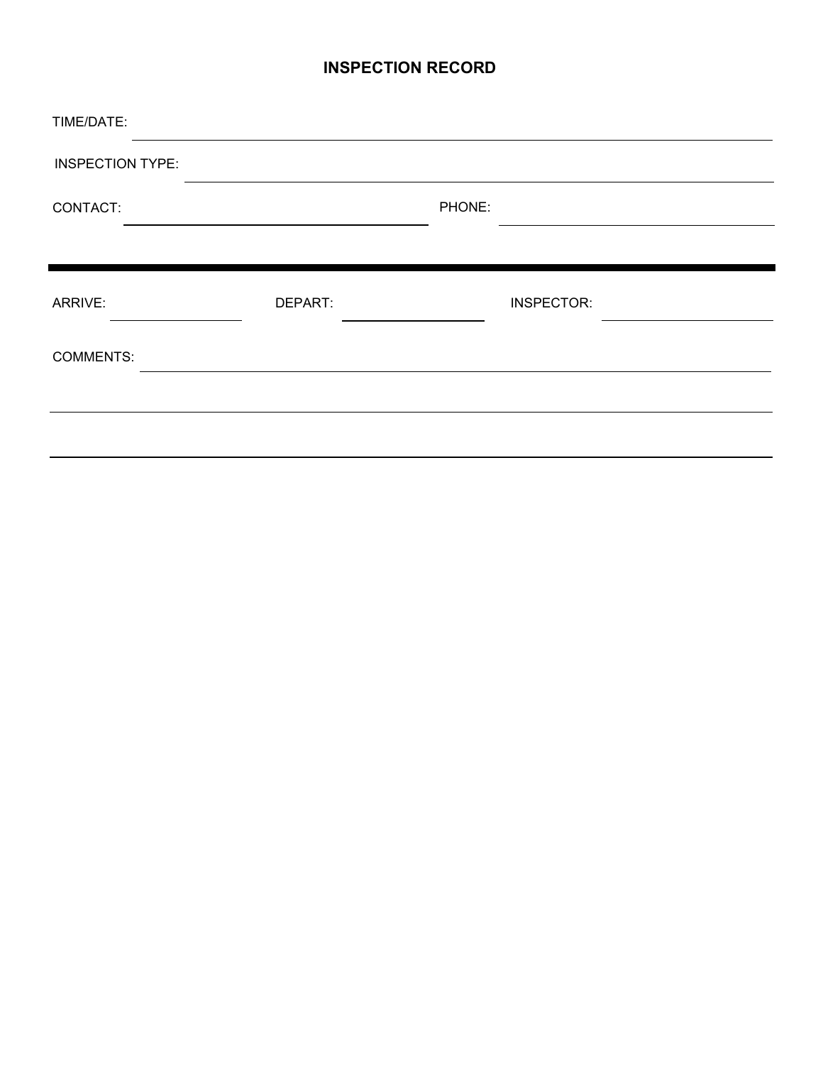# INSPECTION RECORD

TIME/DATE: ______________________________

INSPECTION TYPE: ______________________________

CONTACT: ______________________________ PHONE: ______________________________

---

ARRIVE: ______________ DEPART: ______________ INSPECTOR: ______________

COMMENTS: ______________________________

______________________________

______________________________